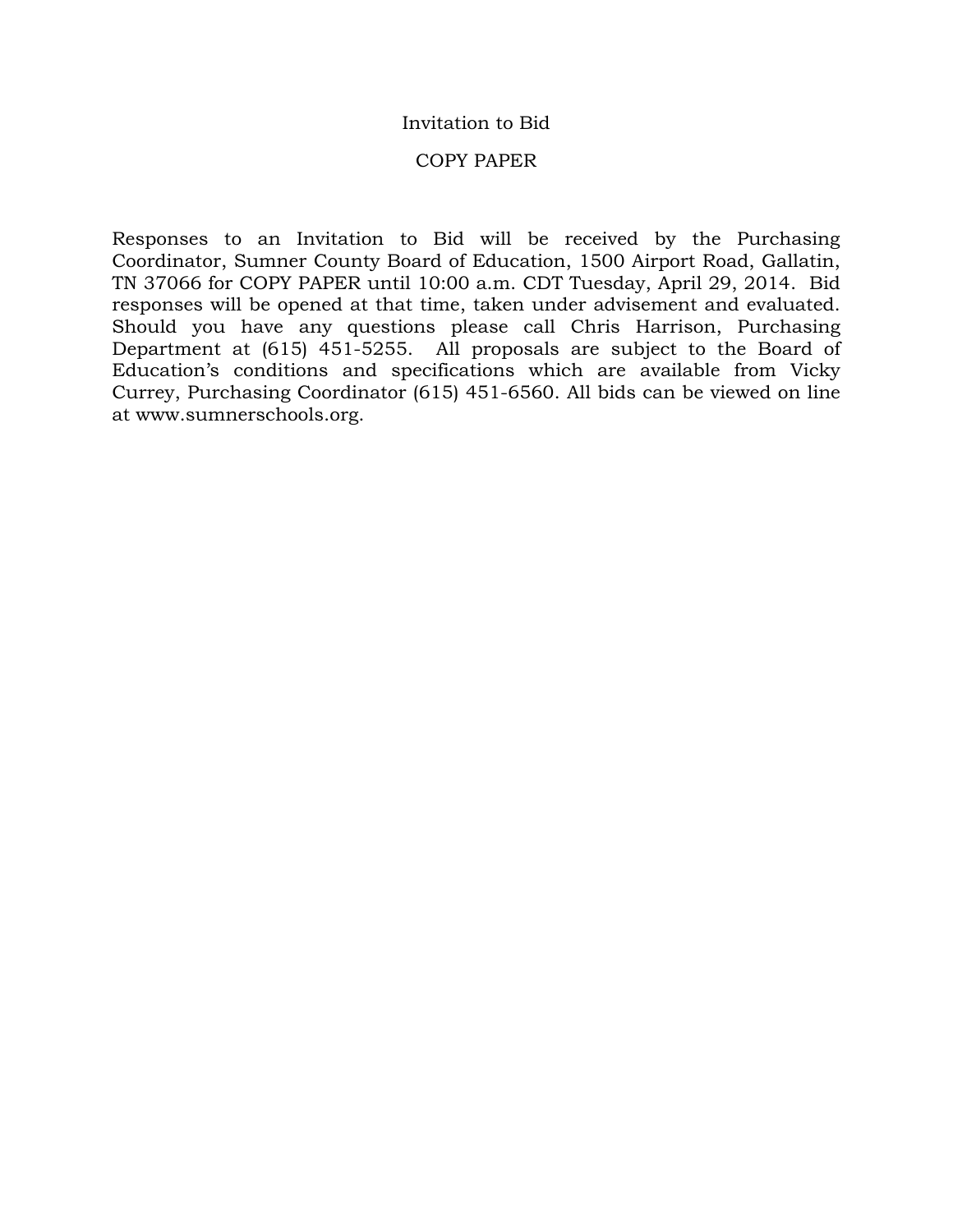# Invitation to Bid

## COPY PAPER

Responses to an Invitation to Bid will be received by the Purchasing Coordinator, Sumner County Board of Education, 1500 Airport Road, Gallatin, TN 37066 for COPY PAPER until 10:00 a.m. CDT Tuesday, April 29, 2014. Bid responses will be opened at that time, taken under advisement and evaluated. Should you have any questions please call Chris Harrison, Purchasing Department at (615) 451-5255. All proposals are subject to the Board of Education's conditions and specifications which are available from Vicky Currey, Purchasing Coordinator (615) 451-6560. All bids can be viewed on line at www.sumnerschools.org.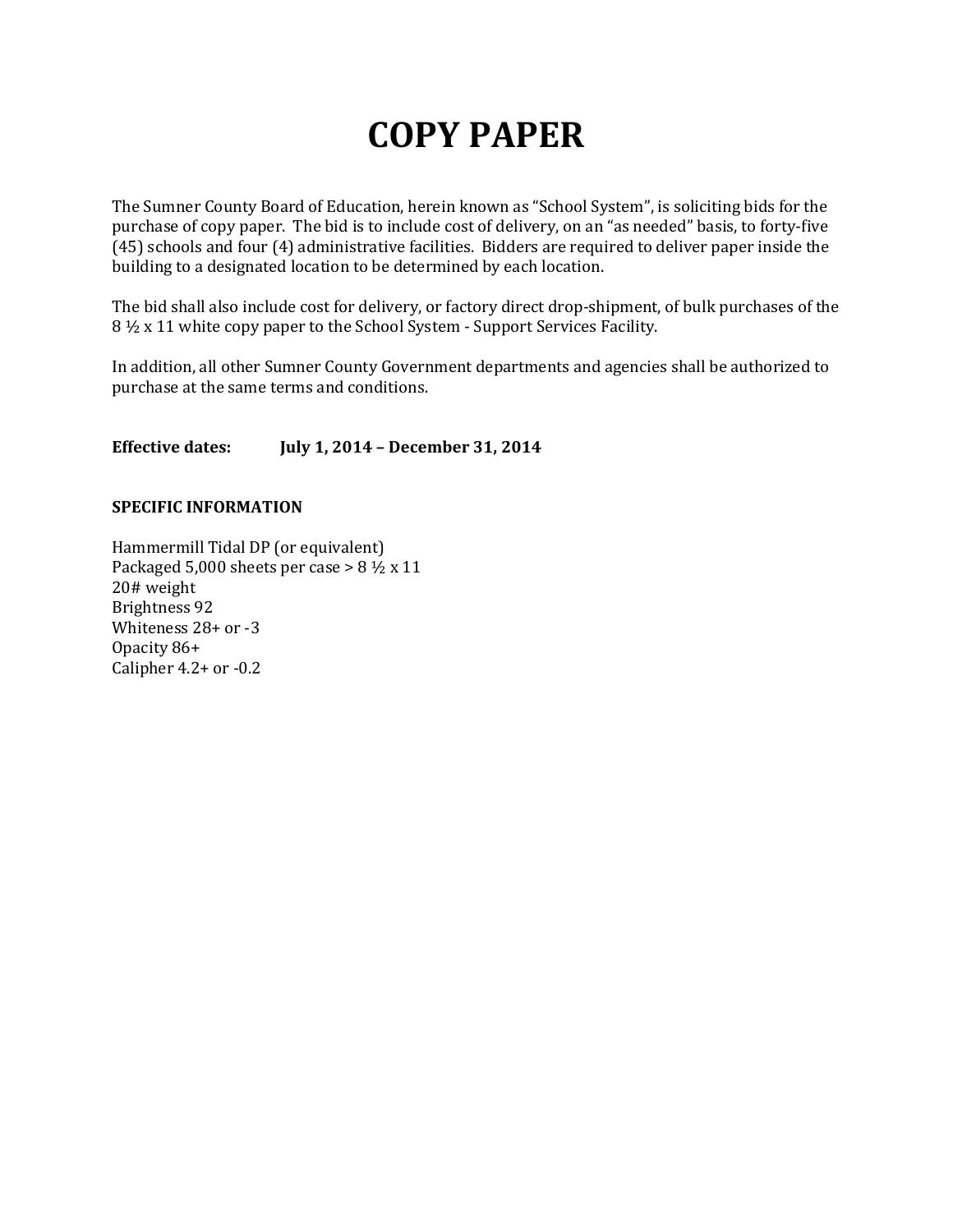# COPY PAPER

The Sumner County Board of Education, herein known as "School System", is soliciting bids for the purchase of copy paper. The bid is to include cost of delivery, on an "as needed" basis, to forty-five (45) schools and four (4) administrative facilities. Bidders are required to deliver paper inside the building to a designated location to be determined by each location.

The bid shall also include cost for delivery, or factory direct drop-shipment, of bulk purchases of the 8 ½ x 11 white copy paper to the School System - Support Services Facility.

In addition, all other Sumner County Government departments and agencies shall be authorized to purchase at the same terms and conditions.

**Effective dates:** **July 1, 2014 – December 31, 2014**

**SPECIFIC INFORMATION**

Hammermill Tidal DP (or equivalent)
Packaged 5,000 sheets per case > 8 ½ x 11
20# weight
Brightness 92
Whiteness 28+ or -3
Opacity 86+
Calipher 4.2+ or -0.2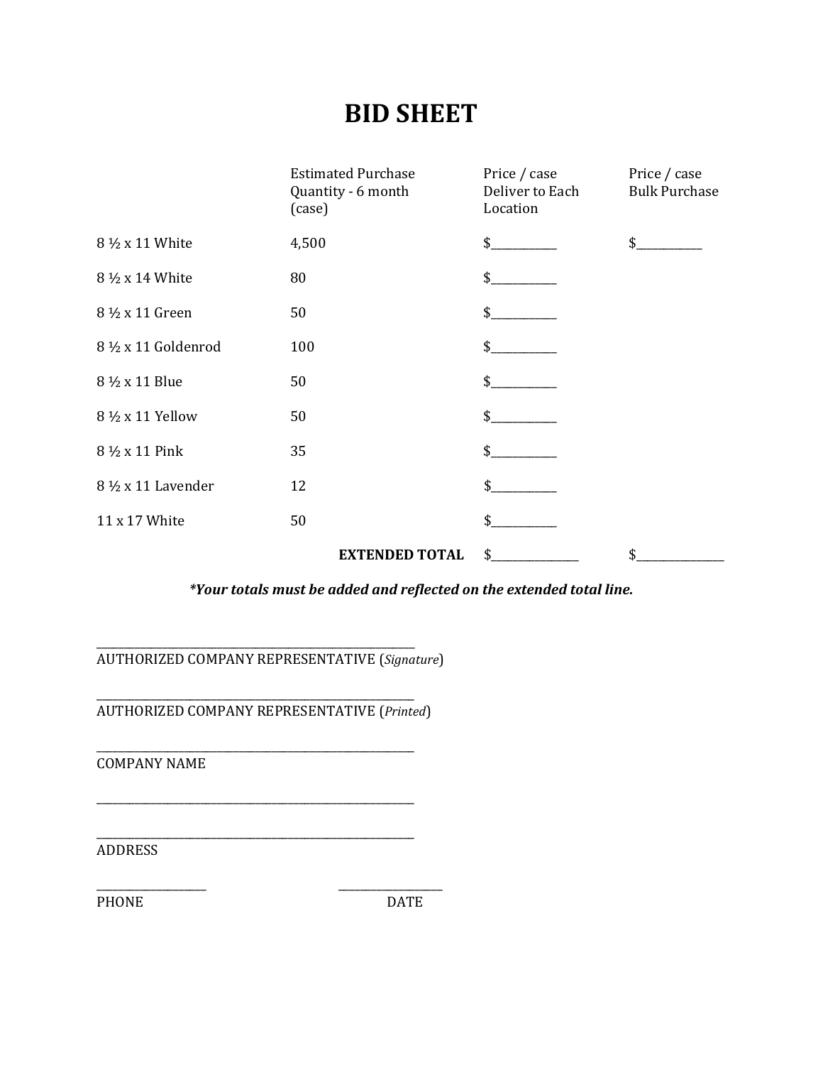# BID SHEET

| | Estimated Purchase Quantity - 6 month (case) | Price / case Deliver to Each Location | Price / case Bulk Purchase |
|---|---|---|---|
| 8 ½ x 11 White | 4,500 | $__________ | $__________ |
| 8 ½ x 14 White | 80 | $__________ | |
| 8 ½ x 11 Green | 50 | $__________ | |
| 8 ½ x 11 Goldenrod | 100 | $__________ | |
| 8 ½ x 11 Blue | 50 | $__________ | |
| 8 ½ x 11 Yellow | 50 | $__________ | |
| 8 ½ x 11 Pink | 35 | $__________ | |
| 8 ½ x 11 Lavender | 12 | $__________ | |
| 11 x 17 White | 50 | $__________ | |
| | **EXTENDED TOTAL** | $_____________ | $_____________ |

***Your totals must be added and reflected on the extended total line.***

_____________________________________________________
AUTHORIZED COMPANY REPRESENTATIVE (*Signature*)

_____________________________________________________
AUTHORIZED COMPANY REPRESENTATIVE (*Printed*)

_____________________________________________________
COMPANY NAME

_____________________________________________________

_____________________________________________________
ADDRESS

__________________ __________________
PHONE DATE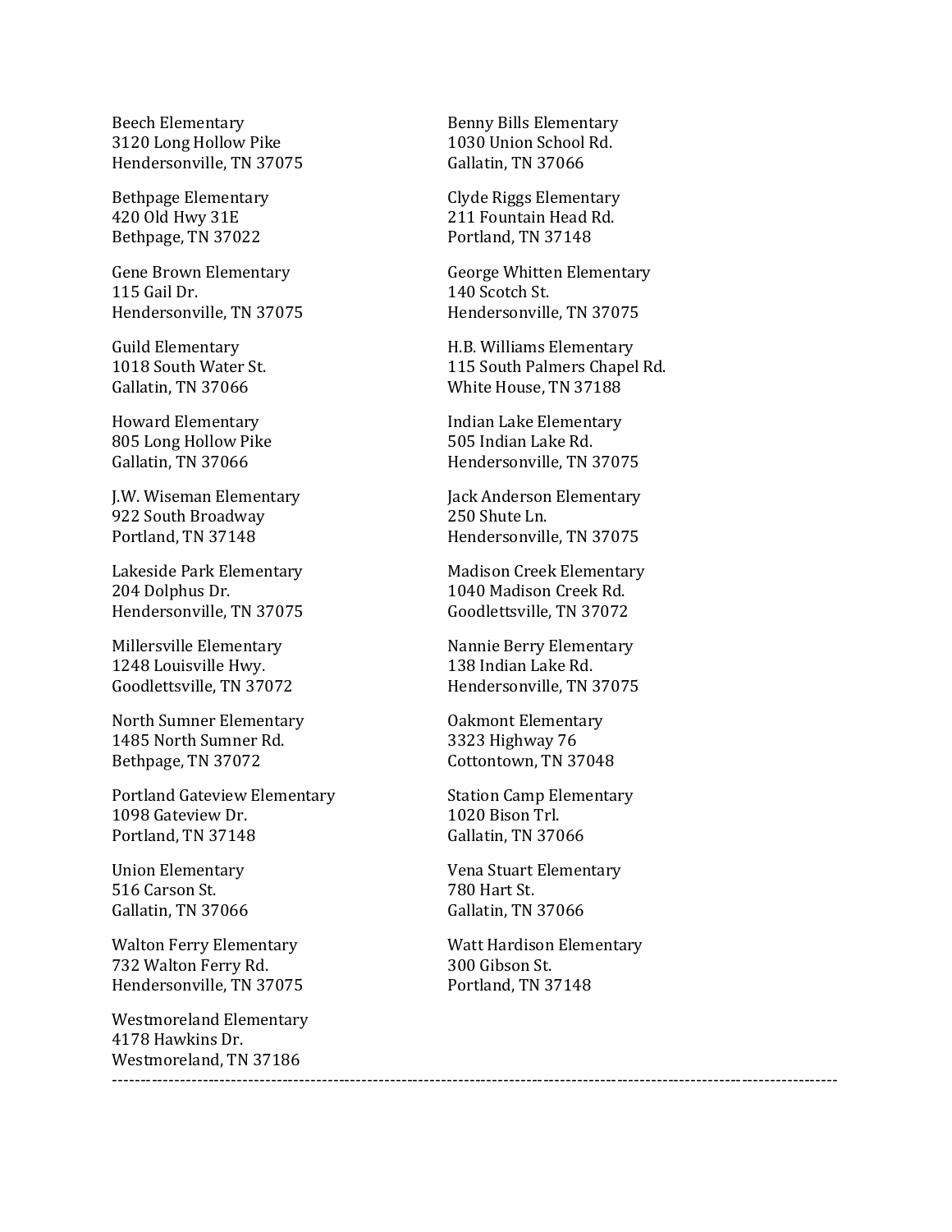Beech Elementary
3120 Long Hollow Pike
Hendersonville, TN 37075

Benny Bills Elementary
1030 Union School Rd.
Gallatin, TN 37066

Bethpage Elementary
420 Old Hwy 31E
Bethpage, TN 37022

Clyde Riggs Elementary
211 Fountain Head Rd.
Portland, TN 37148

Gene Brown Elementary
115 Gail Dr.
Hendersonville, TN 37075

George Whitten Elementary
140 Scotch St.
Hendersonville, TN 37075

Guild Elementary
1018 South Water St.
Gallatin, TN 37066

H.B. Williams Elementary
115 South Palmers Chapel Rd.
White House, TN 37188

Howard Elementary
805 Long Hollow Pike
Gallatin, TN 37066

Indian Lake Elementary
505 Indian Lake Rd.
Hendersonville, TN 37075

J.W. Wiseman Elementary
922 South Broadway
Portland, TN 37148

Jack Anderson Elementary
250 Shute Ln.
Hendersonville, TN 37075

Lakeside Park Elementary
204 Dolphus Dr.
Hendersonville, TN 37075

Madison Creek Elementary
1040 Madison Creek Rd.
Goodlettsville, TN 37072

Millersville Elementary
1248 Louisville Hwy.
Goodlettsville, TN 37072

Nannie Berry Elementary
138 Indian Lake Rd.
Hendersonville, TN 37075

North Sumner Elementary
1485 North Sumner Rd.
Bethpage, TN 37072

Oakmont Elementary
3323 Highway 76
Cottontown, TN 37048

Portland Gateview Elementary
1098 Gateview Dr.
Portland, TN 37148

Station Camp Elementary
1020 Bison Trl.
Gallatin, TN 37066

Union Elementary
516 Carson St.
Gallatin, TN 37066

Vena Stuart Elementary
780 Hart St.
Gallatin, TN 37066

Walton Ferry Elementary
732 Walton Ferry Rd.
Hendersonville, TN 37075

Watt Hardison Elementary
300 Gibson St.
Portland, TN 37148

Westmoreland Elementary
4178 Hawkins Dr.
Westmoreland, TN 37186

---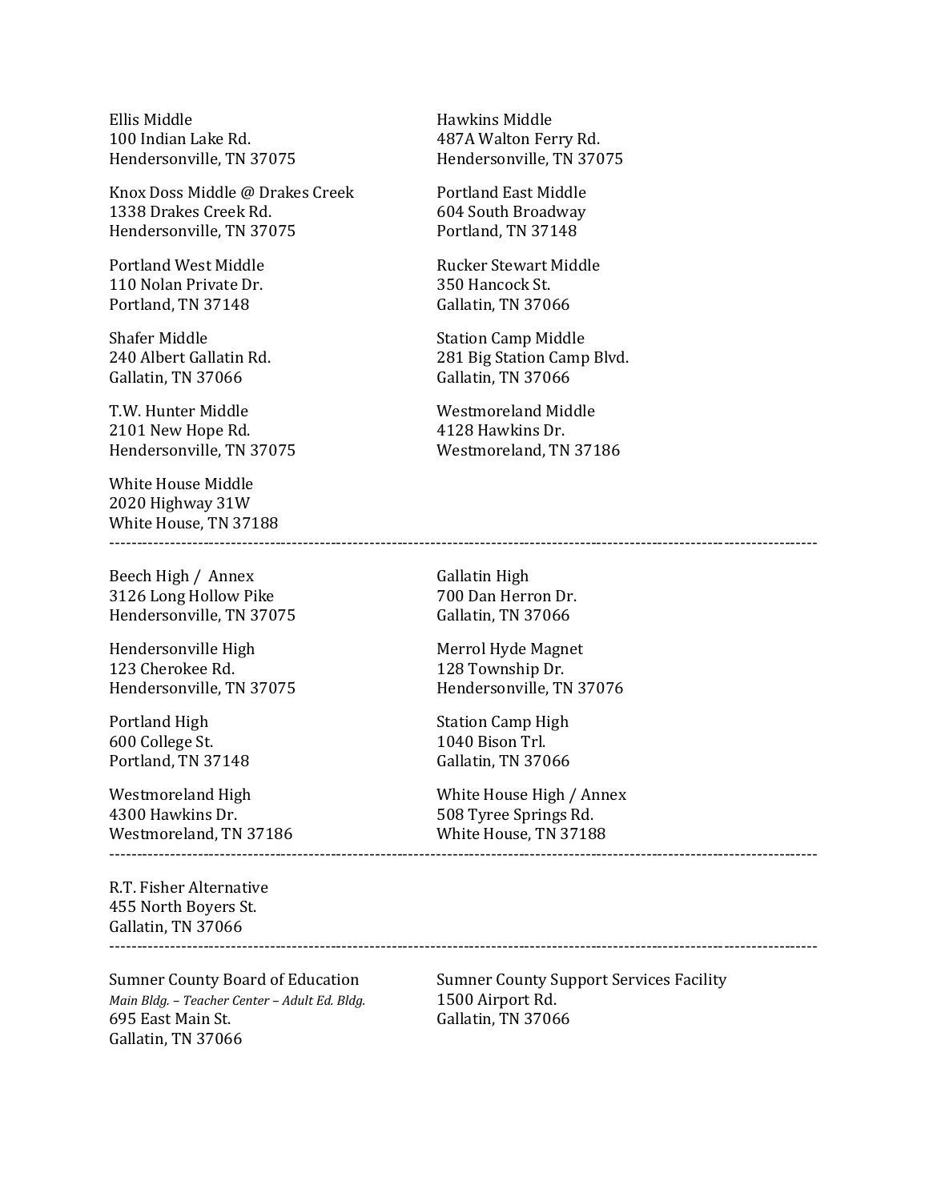Ellis Middle
100 Indian Lake Rd.
Hendersonville, TN 37075

Hawkins Middle
487A Walton Ferry Rd.
Hendersonville, TN 37075

Knox Doss Middle @ Drakes Creek
1338 Drakes Creek Rd.
Hendersonville, TN 37075

Portland East Middle
604 South Broadway
Portland, TN 37148

Portland West Middle
110 Nolan Private Dr.
Portland, TN 37148

Rucker Stewart Middle
350 Hancock St.
Gallatin, TN 37066

Shafer Middle
240 Albert Gallatin Rd.
Gallatin, TN 37066

Station Camp Middle
281 Big Station Camp Blvd.
Gallatin, TN 37066

T.W. Hunter Middle
2101 New Hope Rd.
Hendersonville, TN 37075

Westmoreland Middle
4128 Hawkins Dr.
Westmoreland, TN 37186

White House Middle
2020 Highway 31W
White House, TN 37188

---

Beech High / Annex
3126 Long Hollow Pike
Hendersonville, TN 37075

Gallatin High
700 Dan Herron Dr.
Gallatin, TN 37066

Hendersonville High
123 Cherokee Rd.
Hendersonville, TN 37075

Merrol Hyde Magnet
128 Township Dr.
Hendersonville, TN 37076

Portland High
600 College St.
Portland, TN 37148

Station Camp High
1040 Bison Trl.
Gallatin, TN 37066

Westmoreland High
4300 Hawkins Dr.
Westmoreland, TN 37186

White House High / Annex
508 Tyree Springs Rd.
White House, TN 37188

---

R.T. Fisher Alternative
455 North Boyers St.
Gallatin, TN 37066

---

Sumner County Board of Education
*Main Bldg. – Teacher Center – Adult Ed. Bldg.*
695 East Main St.
Gallatin, TN 37066

Sumner County Support Services Facility
1500 Airport Rd.
Gallatin, TN 37066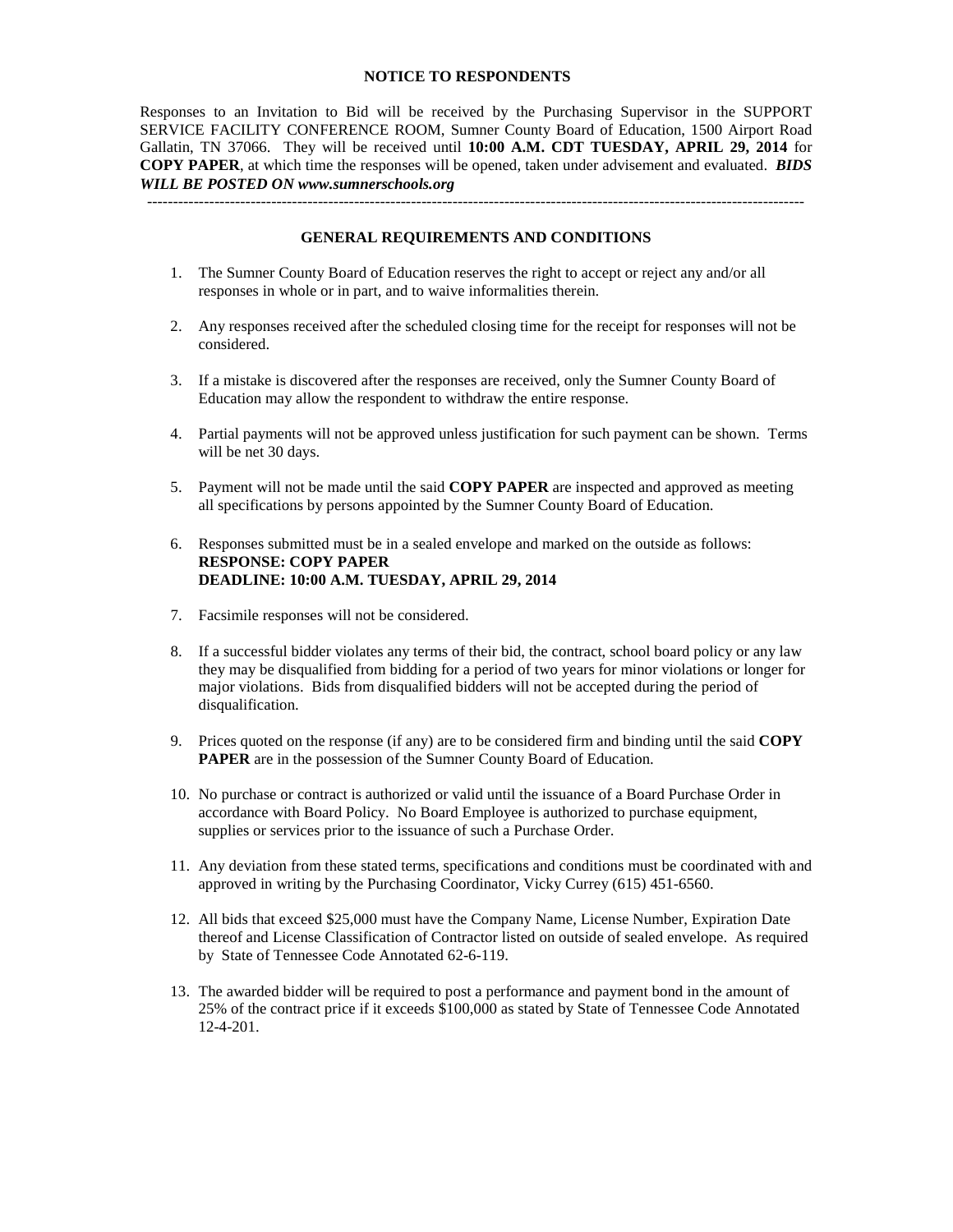## NOTICE TO RESPONDENTS

Responses to an Invitation to Bid will be received by the Purchasing Supervisor in the SUPPORT SERVICE FACILITY CONFERENCE ROOM, Sumner County Board of Education, 1500 Airport Road Gallatin, TN 37066. They will be received until **10:00 A.M. CDT TUESDAY, APRIL 29, 2014** for **COPY PAPER**, at which time the responses will be opened, taken under advisement and evaluated. ***BIDS WILL BE POSTED ON www.sumnerschools.org***

---

## GENERAL REQUIREMENTS AND CONDITIONS

1. The Sumner County Board of Education reserves the right to accept or reject any and/or all responses in whole or in part, and to waive informalities therein.

2. Any responses received after the scheduled closing time for the receipt for responses will not be considered.

3. If a mistake is discovered after the responses are received, only the Sumner County Board of Education may allow the respondent to withdraw the entire response.

4. Partial payments will not be approved unless justification for such payment can be shown. Terms will be net 30 days.

5. Payment will not be made until the said **COPY PAPER** are inspected and approved as meeting all specifications by persons appointed by the Sumner County Board of Education.

6. Responses submitted must be in a sealed envelope and marked on the outside as follows:
   **RESPONSE: COPY PAPER**
   **DEADLINE: 10:00 A.M. TUESDAY, APRIL 29, 2014**

7. Facsimile responses will not be considered.

8. If a successful bidder violates any terms of their bid, the contract, school board policy or any law they may be disqualified from bidding for a period of two years for minor violations or longer for major violations. Bids from disqualified bidders will not be accepted during the period of disqualification.

9. Prices quoted on the response (if any) are to be considered firm and binding until the said **COPY PAPER** are in the possession of the Sumner County Board of Education.

10. No purchase or contract is authorized or valid until the issuance of a Board Purchase Order in accordance with Board Policy. No Board Employee is authorized to purchase equipment, supplies or services prior to the issuance of such a Purchase Order.

11. Any deviation from these stated terms, specifications and conditions must be coordinated with and approved in writing by the Purchasing Coordinator, Vicky Currey (615) 451-6560.

12. All bids that exceed $25,000 must have the Company Name, License Number, Expiration Date thereof and License Classification of Contractor listed on outside of sealed envelope. As required by State of Tennessee Code Annotated 62-6-119.

13. The awarded bidder will be required to post a performance and payment bond in the amount of 25% of the contract price if it exceeds $100,000 as stated by State of Tennessee Code Annotated 12-4-201.